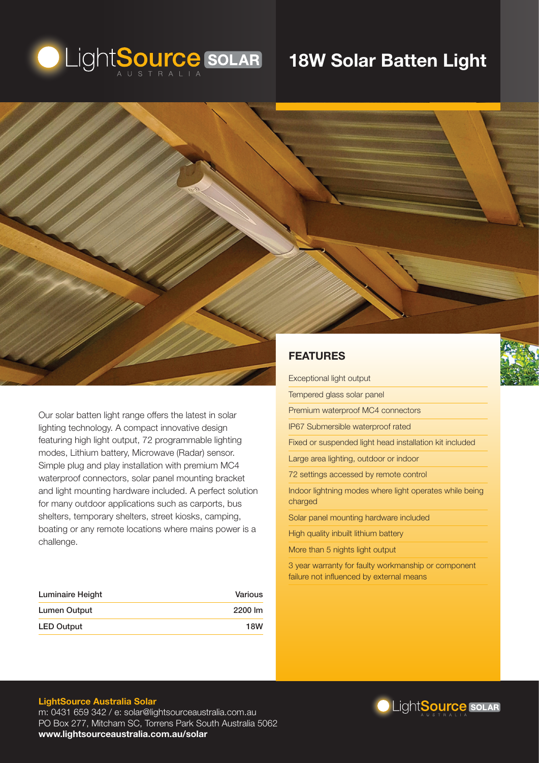LightSource SOLAR AUSTRALIA

# 18W Solar Batten Light

Our solar batten light range offers the latest in solar lighting technology. A compact innovative design featuring high light output, 72 programmable lighting modes, Lithium battery, Microwave (Radar) sensor. Simple plug and play installation with premium MC4 waterproof connectors, solar panel mounting bracket and light mounting hardware included. A perfect solution for many outdoor applications such as carports, bus shelters, temporary shelters, street kiosks, camping, boating or any remote locations where mains power is a challenge.

| Luminaire Height | Various |
|---|---|
| Lumen Output | 2200 lm |
| LED Output | 18W |

## FEATURES

- Exceptional light output
- Tempered glass solar panel
- Premium waterproof MC4 connectors
- IP67 Submersible waterproof rated
- Fixed or suspended light head installation kit included
- Large area lighting, outdoor or indoor
- 72 settings accessed by remote control
- Indoor lightning modes where light operates while being charged
- Solar panel mounting hardware included
- High quality inbuilt lithium battery
- More than 5 nights light output
- 3 year warranty for faulty workmanship or component failure not influenced by external means

**LightSource Australia Solar**
m: 0431 659 342 / e: solar@lightsourceaustralia.com.au
PO Box 277, Mitcham SC, Torrens Park South Australia 5062
**www.lightsourceaustralia.com.au/solar**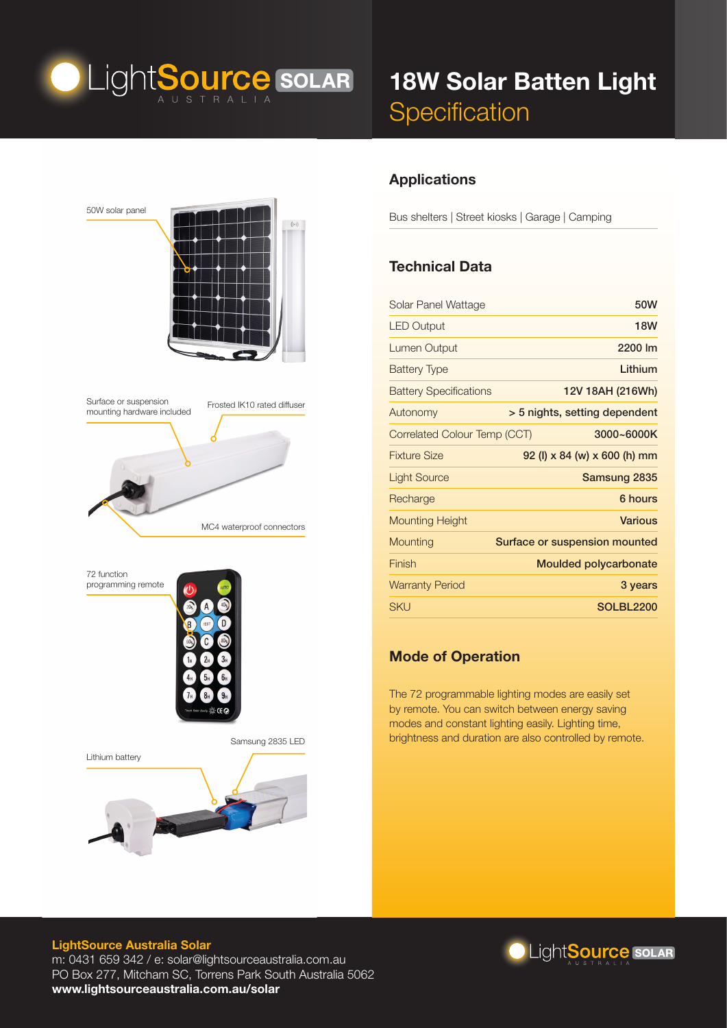# 18W Solar Batten Light Specification

50W solar panel

Surface or suspension mounting hardware included

Frosted IK10 rated diffuser

MC4 waterproof connectors

72 function programming remote

Samsung 2835 LED

Lithium battery

## Applications

Bus shelters | Street kiosks | Garage | Camping

## Technical Data

| | |
|---|---|
| Solar Panel Wattage | 50W |
| LED Output | 18W |
| Lumen Output | 2200 lm |
| Battery Type | Lithium |
| Battery Specifications | 12V 18AH (216Wh) |
| Autonomy | > 5 nights, setting dependent |
| Correlated Colour Temp (CCT) | 3000~6000K |
| Fixture Size | 92 (l) x 84 (w) x 600 (h) mm |
| Light Source | Samsung 2835 |
| Recharge | 6 hours |
| Mounting Height | Various |
| Mounting | Surface or suspension mounted |
| Finish | Moulded polycarbonate |
| Warranty Period | 3 years |
| SKU | SOLBL2200 |

## Mode of Operation

The 72 programmable lighting modes are easily set by remote. You can switch between energy saving modes and constant lighting easily. Lighting time, brightness and duration are also controlled by remote.

**LightSource Australia Solar**
m: 0431 659 342 / e: solar@lightsourceaustralia.com.au
PO Box 277, Mitcham SC, Torrens Park South Australia 5062
**www.lightsourceaustralia.com.au/solar**